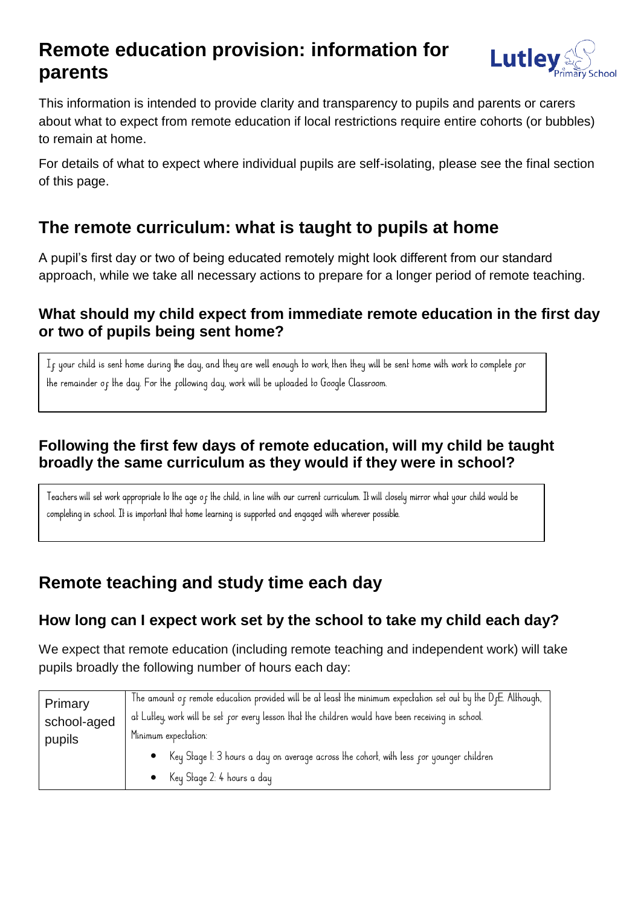# Remote education provision: information for parents

This information is intended to provide clarity and transparency to pupils and parents or carers about what to expect from remote education if local restrictions require entire cohorts (or bubbles) to remain at home.

For details of what to expect where individual pupils are self-isolating, please see the final section of this page.

## The remote curriculum: what is taught to pupils at home

A pupil's first day or two of being educated remotely might look different from our standard approach, while we take all necessary actions to prepare for a longer period of remote teaching.

### What should my child expect from immediate remote education in the first day or two of pupils being sent home?

If your child is sent home during the day, and they are well enough to work, then they will be sent home with work to complete for the remainder of the day. For the following day, work will be uploaded to Google Classroom.

### Following the first few days of remote education, will my child be taught broadly the same curriculum as they would if they were in school?

Teachers will set work appropriate to the age of the child, in line with our current curriculum. It will closely mirror what your child would be completing in school. It is important that home learning is supported and engaged with wherever possible.

## Remote teaching and study time each day

### How long can I expect work set by the school to take my child each day?

We expect that remote education (including remote teaching and independent work) will take pupils broadly the following number of hours each day:

| | |
|---|---|
| Primary school-aged pupils | The amount of remote education provided will be at least the minimum expectation set out by the DfE. Although, at Lutley, work will be set for every lesson that the children would have been receiving in school.<br>Minimum expectation:<br>• Key Stage 1: 3 hours a day on average across the cohort, with less for younger children<br>• Key Stage 2: 4 hours a day |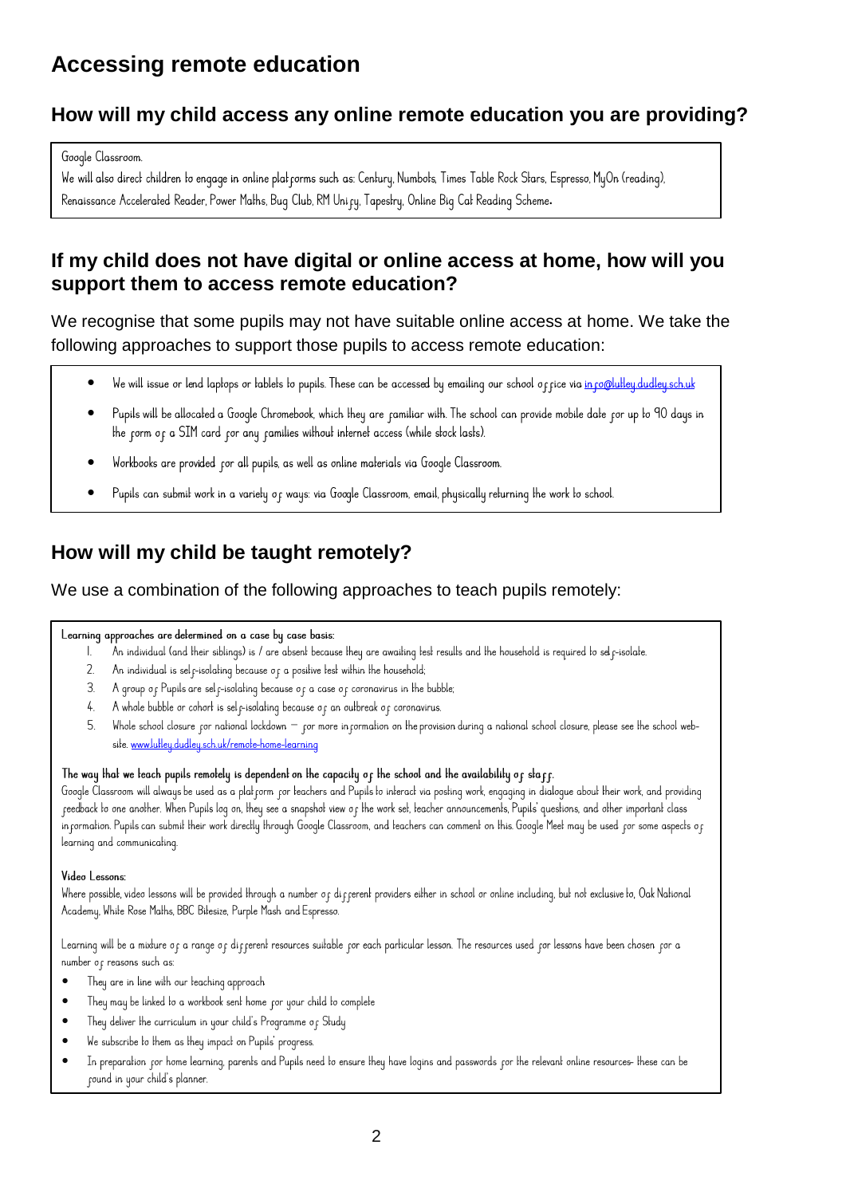# Accessing remote education

## How will my child access any online remote education you are providing?

Google Classroom.

We will also direct children to engage in online platforms such as: Century, Numbots, Times Table Rock Stars, Espresso, MyOn (reading), Renaissance Accelerated Reader, Power Maths, Bug Club, RM Unify, Tapestry, Online Big Cat Reading Scheme.

## If my child does not have digital or online access at home, how will you support them to access remote education?

We recognise that some pupils may not have suitable online access at home. We take the following approaches to support those pupils to access remote education:

- We will issue or lend laptops or tablets to pupils. These can be accessed by emailing our school office via info@lutley.dudley.sch.uk
- Pupils will be allocated a Google Chromebook, which they are familiar with. The school can provide mobile date for up to 90 days in the form of a SIM card for any families without internet access (while stock lasts).
- Workbooks are provided for all pupils, as well as online materials via Google Classroom.
- Pupils can submit work in a variety of ways: via Google Classroom, email, physically returning the work to school.

## How will my child be taught remotely?

We use a combination of the following approaches to teach pupils remotely:

**Learning approaches are determined on a case by case basis:**

1. An individual (and their siblings) is / are absent because they are awaiting test results and the household is required to self-isolate.
2. An individual is self-isolating because of a positive test within the household;
3. A group of Pupils are self-isolating because of a case of coronavirus in the bubble;
4. A whole bubble or cohort is self-isolating because of an outbreak of coronavirus.
5. Whole school closure for national lockdown – for more information on the provision during a national school closure, please see the school website. www.lutley.dudley.sch.uk/remote-home-learning

**The way that we teach pupils remotely is dependent on the capacity of the school and the availability of staff.**

Google Classroom will always be used as a platform for teachers and Pupils to interact via posting work, engaging in dialogue about their work, and providing feedback to one another. When Pupils log on, they see a snapshot view of the work set, teacher announcements, Pupils' questions, and other important class information. Pupils can submit their work directly through Google Classroom, and teachers can comment on this. Google Meet may be used for some aspects of learning and communicating.

**Video Lessons:**

Where possible, video lessons will be provided through a number of different providers either in school or online including, but not exclusive to, Oak National Academy, White Rose Maths, BBC Bitesize, Purple Mash and Espresso.

Learning will be a mixture of a range of different resources suitable for each particular lesson. The resources used for lessons have been chosen for a number of reasons such as:

- They are in line with our teaching approach
- They may be linked to a workbook sent home for your child to complete
- They deliver the curriculum in your child's Programme of Study
- We subscribe to them as they impact on Pupils' progress.
- In preparation for home learning, parents and Pupils need to ensure they have logins and passwords for the relevant online resources- these can be found in your child's planner.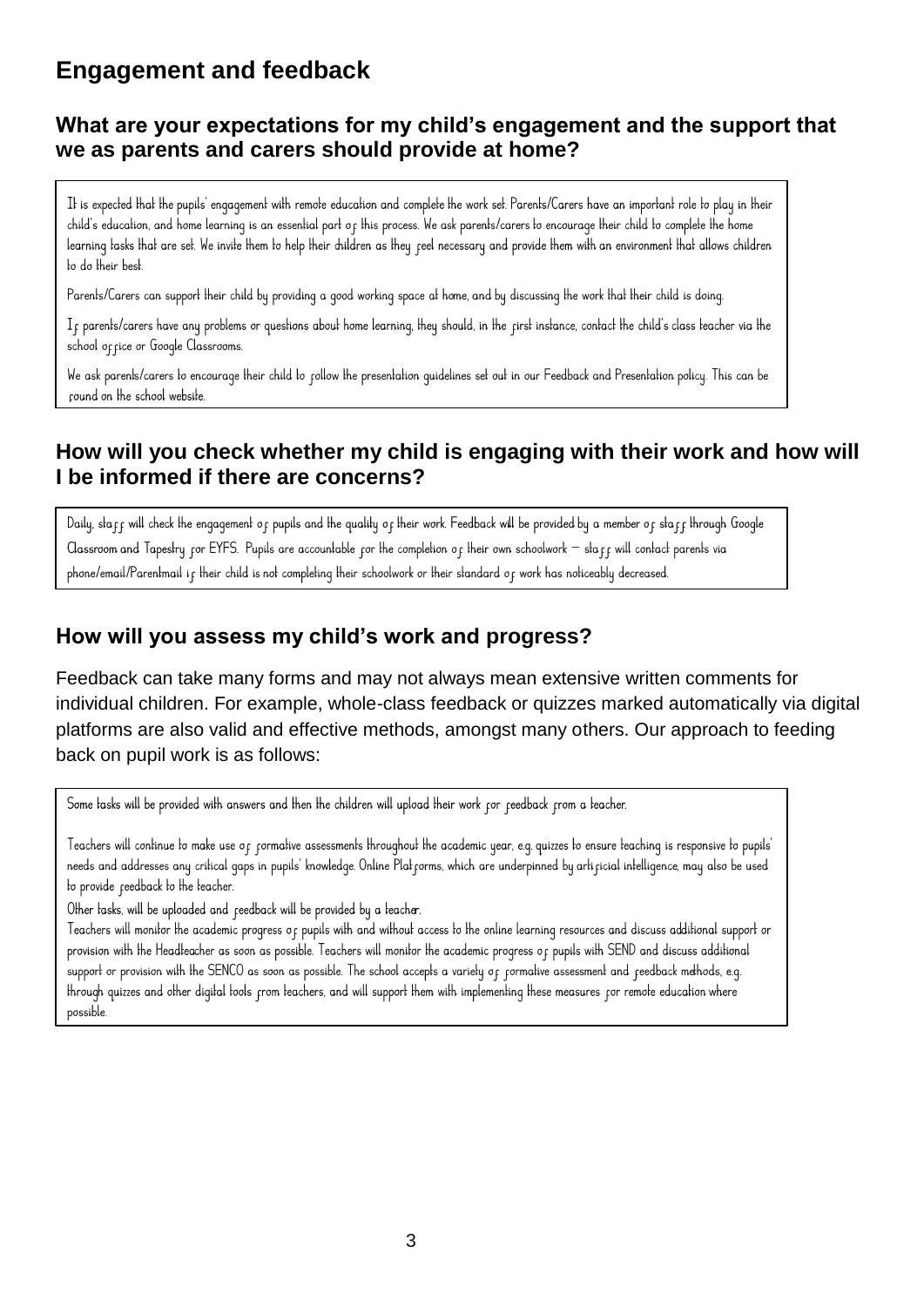## Engagement and feedback

### What are your expectations for my child's engagement and the support that we as parents and carers should provide at home?

It is expected that the pupils' engagement with remote education and complete the work set. Parents/Carers have an important role to play in their child's education, and home learning is an essential part of this process. We ask parents/carers to encourage their child to complete the home learning tasks that are set. We invite them to help their children as they feel necessary and provide them with an environment that allows children to do their best.

Parents/Carers can support their child by providing a good working space at home, and by discussing the work that their child is doing.

If parents/carers have any problems or questions about home learning, they should, in the first instance, contact the child's class teacher via the school office or Google Classrooms.

We ask parents/carers to encourage their child to follow the presentation guidelines set out in our Feedback and Presentation policy. This can be found on the school website.

### How will you check whether my child is engaging with their work and how will I be informed if there are concerns?

Daily, staff will check the engagement of pupils and the quality of their work. Feedback will be provided by a member of staff through Google Classroom and Tapestry for EYFS. Pupils are accountable for the completion of their own schoolwork – staff will contact parents via phone/email/Parentmail if their child is not completing their schoolwork or their standard of work has noticeably decreased.

### How will you assess my child's work and progress?

Feedback can take many forms and may not always mean extensive written comments for individual children. For example, whole-class feedback or quizzes marked automatically via digital platforms are also valid and effective methods, amongst many others. Our approach to feeding back on pupil work is as follows:

Some tasks will be provided with answers and then the children will upload their work for feedback from a teacher.

Teachers will continue to make use of formative assessments throughout the academic year, e.g. quizzes to ensure teaching is responsive to pupils' needs and addresses any critical gaps in pupils' knowledge. Online Platforms, which are underpinned by artificial intelligence, may also be used to provide feedback to the teacher.

Other tasks, will be uploaded and feedback will be provided by a teacher.

Teachers will monitor the academic progress of pupils with and without access to the online learning resources and discuss additional support or provision with the Headteacher as soon as possible. Teachers will monitor the academic progress of pupils with SEND and discuss additional support or provision with the SENCO as soon as possible. The school accepts a variety of formative assessment and feedback methods, e.g. through quizzes and other digital tools from teachers, and will support them with implementing these measures for remote education where possible.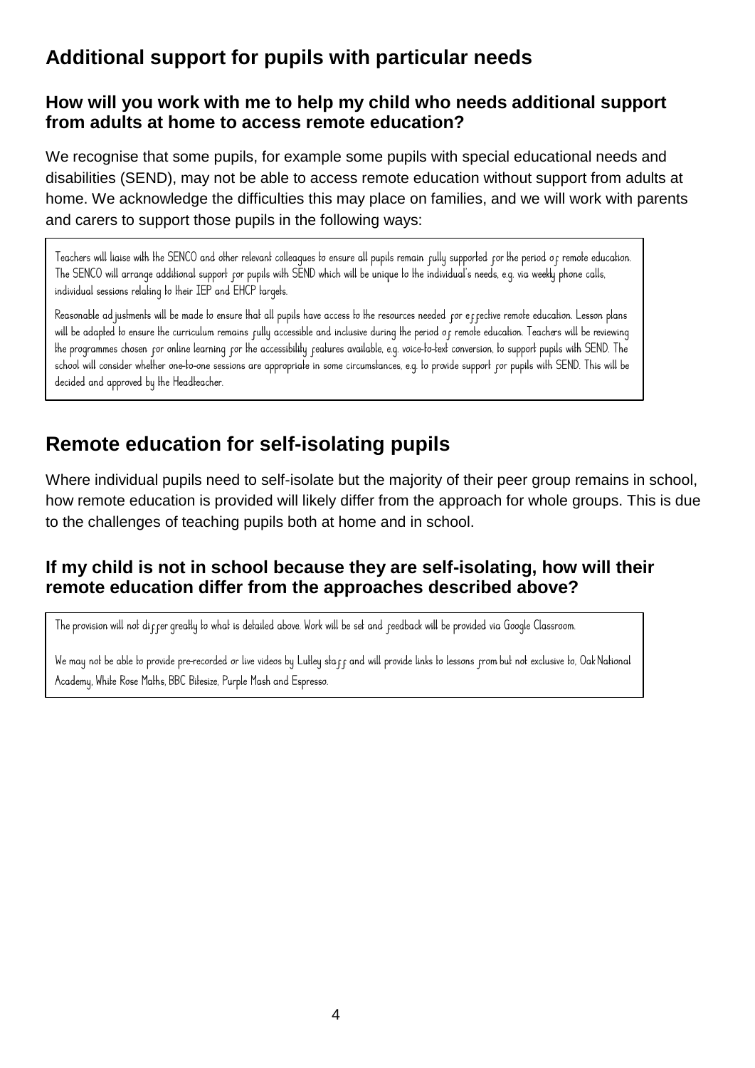## Additional support for pupils with particular needs

### How will you work with me to help my child who needs additional support from adults at home to access remote education?

We recognise that some pupils, for example some pupils with special educational needs and disabilities (SEND), may not be able to access remote education without support from adults at home. We acknowledge the difficulties this may place on families, and we will work with parents and carers to support those pupils in the following ways:

Teachers will liaise with the SENCO and other relevant colleagues to ensure all pupils remain fully supported for the period of remote education. The SENCO will arrange additional support for pupils with SEND which will be unique to the individual's needs, e.g. via weekly phone calls, individual sessions relating to their IEP and EHCP targets.

Reasonable adjustments will be made to ensure that all pupils have access to the resources needed for effective remote education. Lesson plans will be adapted to ensure the curriculum remains fully accessible and inclusive during the period of remote education. Teachers will be reviewing the programmes chosen for online learning for the accessibility features available, e.g. voice-to-text conversion, to support pupils with SEND. The school will consider whether one-to-one sessions are appropriate in some circumstances, e.g. to provide support for pupils with SEND. This will be decided and approved by the Headteacher.

## Remote education for self-isolating pupils

Where individual pupils need to self-isolate but the majority of their peer group remains in school, how remote education is provided will likely differ from the approach for whole groups. This is due to the challenges of teaching pupils both at home and in school.

### If my child is not in school because they are self-isolating, how will their remote education differ from the approaches described above?

The provision will not differ greatly to what is detailed above. Work will be set and feedback will be provided via Google Classroom.

We may not be able to provide pre-recorded or live videos by Lutley staff and will provide links to lessons from but not exclusive to, Oak National Academy, White Rose Maths, BBC Bitesize, Purple Mash and Espresso.